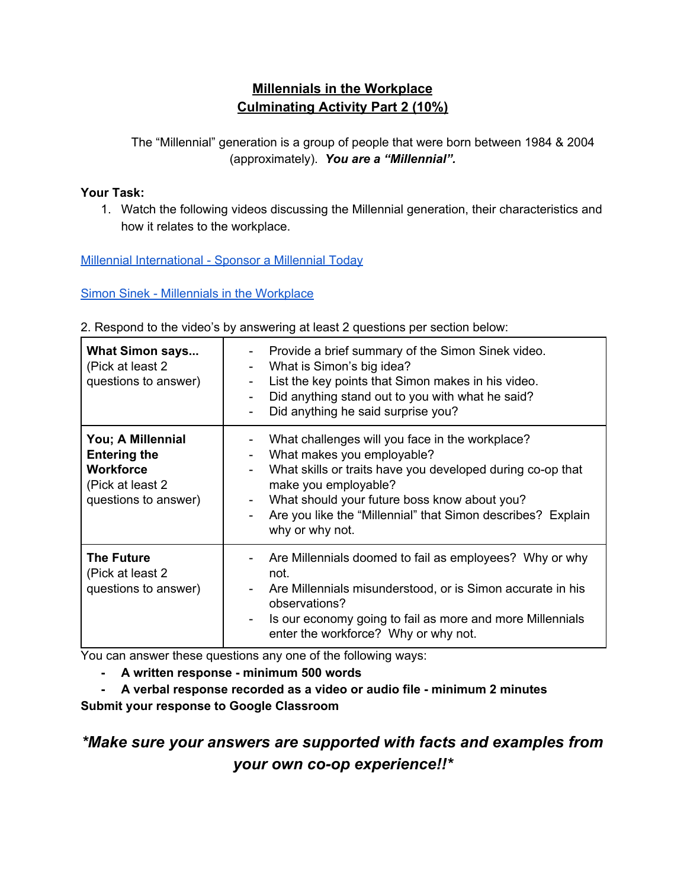# Millennials in the Workplace
## Culminating Activity Part 2 (10%)

The "Millennial" generation is a group of people that were born between 1984 & 2004 (approximately). ***You are a "Millennial".***

**Your Task:**

1. Watch the following videos discussing the Millennial generation, their characteristics and how it relates to the workplace.

[Millennial International - Sponsor a Millennial Today]

[Simon Sinek - Millennials in the Workplace]

2. Respond to the video's by answering at least 2 questions per section below:

| | |
|---|---|
| **What Simon says...** (Pick at least 2 questions to answer) | - Provide a brief summary of the Simon Sinek video.<br>- What is Simon's big idea?<br>- List the key points that Simon makes in his video.<br>- Did anything stand out to you with what he said?<br>- Did anything he said surprise you? |
| **You; A Millennial Entering the Workforce** (Pick at least 2 questions to answer) | - What challenges will you face in the workplace?<br>- What makes you employable?<br>- What skills or traits have you developed during co-op that make you employable?<br>- What should your future boss know about you?<br>- Are you like the "Millennial" that Simon describes? Explain why or why not. |
| **The Future** (Pick at least 2 questions to answer) | - Are Millennials doomed to fail as employees? Why or why not.<br>- Are Millennials misunderstood, or is Simon accurate in his observations?<br>- Is our economy going to fail as more and more Millennials enter the workforce? Why or why not. |

You can answer these questions any one of the following ways:

- **A written response - minimum 500 words**
- **A verbal response recorded as a video or audio file - minimum 2 minutes**

**Submit your response to Google Classroom**

***\*Make sure your answers are supported with facts and examples from your own co-op experience!!\****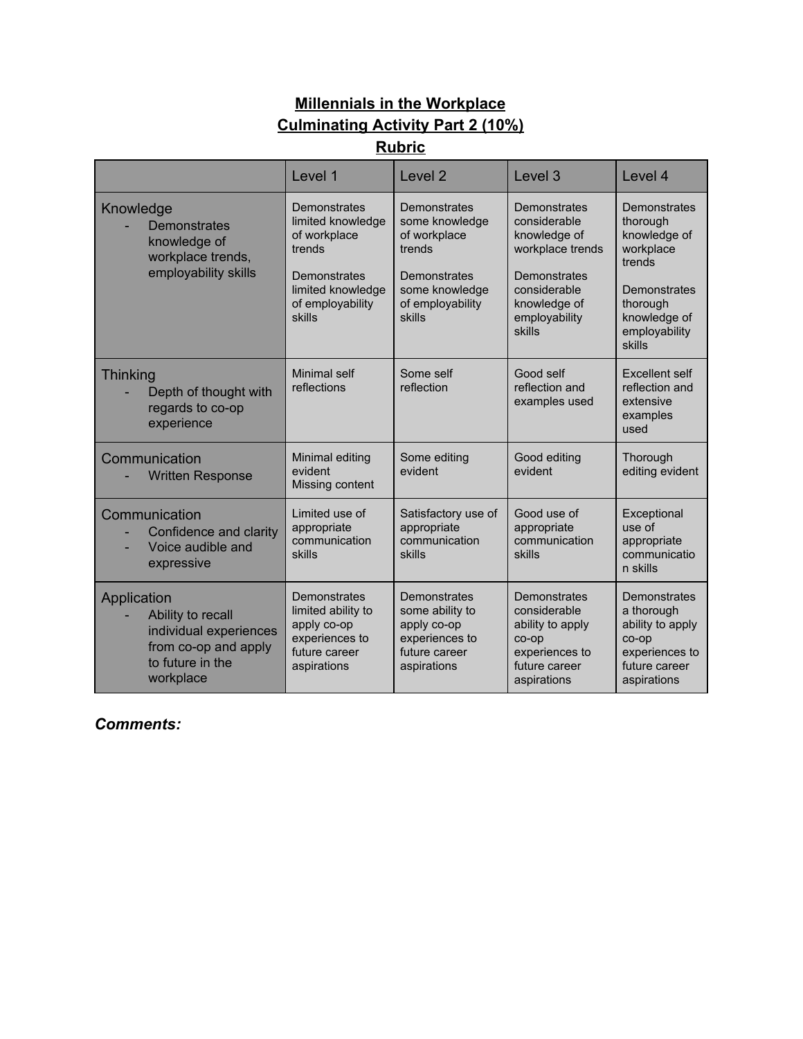# Millennials in the Workplace
## Culminating Activity Part 2 (10%)
## Rubric

| | Level 1 | Level 2 | Level 3 | Level 4 |
|---|---|---|---|---|
| Knowledge<br>- Demonstrates knowledge of workplace trends, employability skills | Demonstrates limited knowledge of workplace trends<br><br>Demonstrates limited knowledge of employability skills | Demonstrates some knowledge of workplace trends<br><br>Demonstrates some knowledge of employability skills | Demonstrates considerable knowledge of workplace trends<br><br>Demonstrates considerable knowledge of employability skills | Demonstrates thorough knowledge of workplace trends<br><br>Demonstrates thorough knowledge of employability skills |
| Thinking<br>- Depth of thought with regards to co-op experience | Minimal self reflections | Some self reflection | Good self reflection and examples used | Excellent self reflection and extensive examples used |
| Communication<br>- Written Response | Minimal editing evident<br>Missing content | Some editing evident | Good editing evident | Thorough editing evident |
| Communication<br>- Confidence and clarity<br>- Voice audible and expressive | Limited use of appropriate communication skills | Satisfactory use of appropriate communication skills | Good use of appropriate communication skills | Exceptional use of appropriate communication skills |
| Application<br>- Ability to recall individual experiences from co-op and apply to future in the workplace | Demonstrates limited ability to apply co-op experiences to future career aspirations | Demonstrates some ability to apply co-op experiences to future career aspirations | Demonstrates considerable ability to apply co-op experiences to future career aspirations | Demonstrates a thorough ability to apply co-op experiences to future career aspirations |

***Comments:***